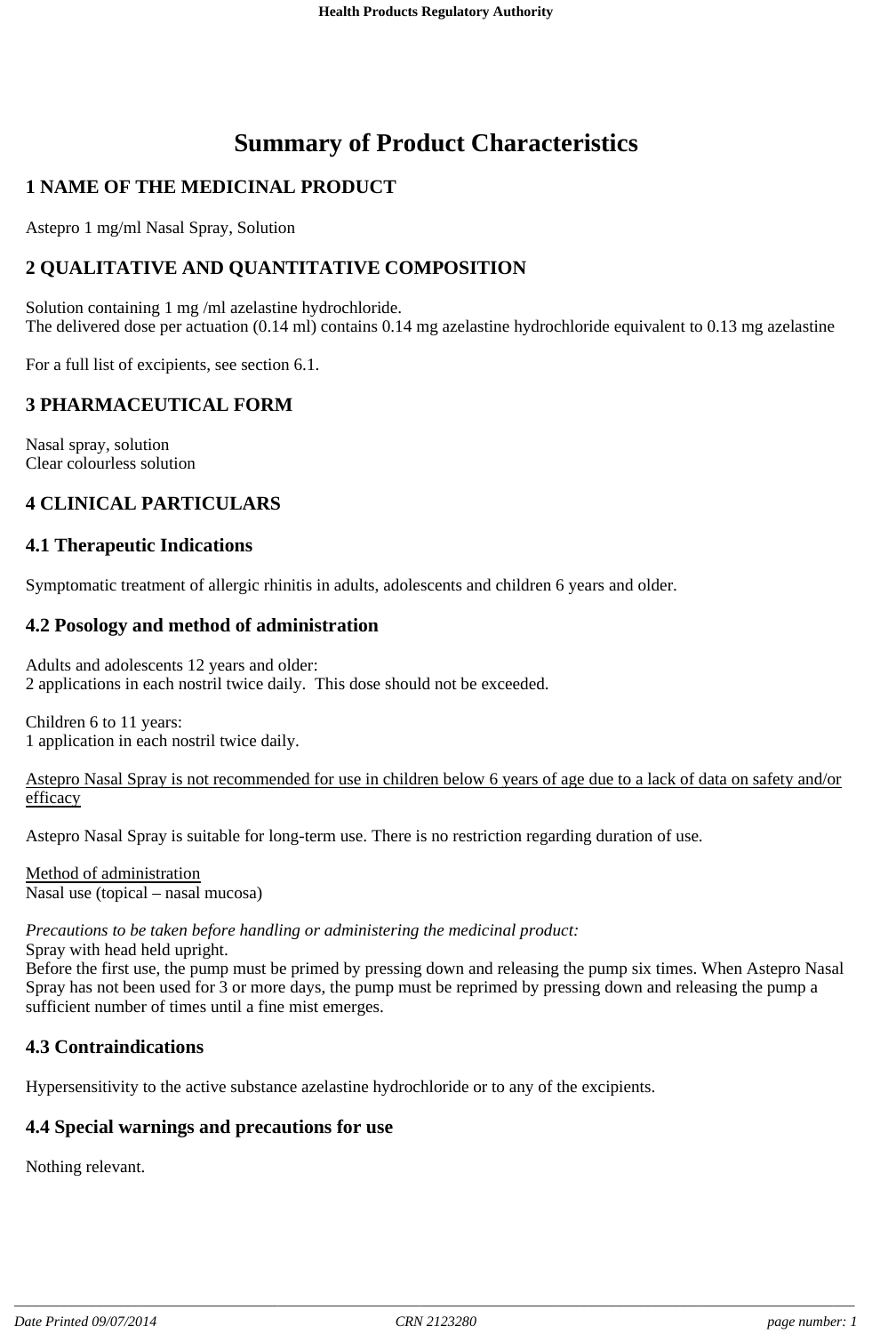# Summary of Product Characteristics

## 1 NAME OF THE MEDICINAL PRODUCT

Astepro 1 mg/ml Nasal Spray, Solution

## 2 QUALITATIVE AND QUANTITATIVE COMPOSITION

Solution containing 1 mg /ml azelastine hydrochloride.
The delivered dose per actuation (0.14 ml) contains 0.14 mg azelastine hydrochloride equivalent to 0.13 mg azelastine

For a full list of excipients, see section 6.1.

## 3 PHARMACEUTICAL FORM

Nasal spray, solution
Clear colourless solution

## 4 CLINICAL PARTICULARS

### 4.1 Therapeutic Indications

Symptomatic treatment of allergic rhinitis in adults, adolescents and children 6 years and older.

### 4.2 Posology and method of administration

Adults and adolescents 12 years and older:
2 applications in each nostril twice daily. This dose should not be exceeded.

Children 6 to 11 years:
1 application in each nostril twice daily.

Astepro Nasal Spray is not recommended for use in children below 6 years of age due to a lack of data on safety and/or efficacy

Astepro Nasal Spray is suitable for long-term use. There is no restriction regarding duration of use.

Method of administration
Nasal use (topical – nasal mucosa)

*Precautions to be taken before handling or administering the medicinal product:*
Spray with head held upright.
Before the first use, the pump must be primed by pressing down and releasing the pump six times. When Astepro Nasal Spray has not been used for 3 or more days, the pump must be reprimed by pressing down and releasing the pump a sufficient number of times until a fine mist emerges.

### 4.3 Contraindications

Hypersensitivity to the active substance azelastine hydrochloride or to any of the excipients.

### 4.4 Special warnings and precautions for use

Nothing relevant.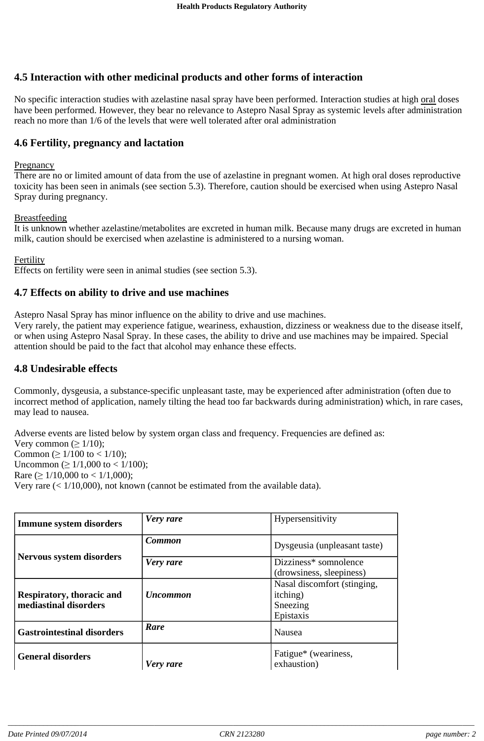## 4.5 Interaction with other medicinal products and other forms of interaction

No specific interaction studies with azelastine nasal spray have been performed. Interaction studies at high oral doses have been performed. However, they bear no relevance to Astepro Nasal Spray as systemic levels after administration reach no more than 1/6 of the levels that were well tolerated after oral administration

## 4.6 Fertility, pregnancy and lactation

Pregnancy

There are no or limited amount of data from the use of azelastine in pregnant women. At high oral doses reproductive toxicity has been seen in animals (see section 5.3). Therefore, caution should be exercised when using Astepro Nasal Spray during pregnancy.

Breastfeeding

It is unknown whether azelastine/metabolites are excreted in human milk. Because many drugs are excreted in human milk, caution should be exercised when azelastine is administered to a nursing woman.

Fertility

Effects on fertility were seen in animal studies (see section 5.3).

## 4.7 Effects on ability to drive and use machines

Astepro Nasal Spray has minor influence on the ability to drive and use machines.
Very rarely, the patient may experience fatigue, weariness, exhaustion, dizziness or weakness due to the disease itself, or when using Astepro Nasal Spray. In these cases, the ability to drive and use machines may be impaired. Special attention should be paid to the fact that alcohol may enhance these effects.

## 4.8 Undesirable effects

Commonly, dysgeusia, a substance-specific unpleasant taste, may be experienced after administration (often due to incorrect method of application, namely tilting the head too far backwards during administration) which, in rare cases, may lead to nausea.

Adverse events are listed below by system organ class and frequency. Frequencies are defined as:
Very common (≥ 1/10);
Common (≥ 1/100 to < 1/10);
Uncommon (≥ 1/1,000 to < 1/100);
Rare (≥ 1/10,000 to < 1/1,000);
Very rare (< 1/10,000), not known (cannot be estimated from the available data).

| | | |
|---|---|---|
| **Immune system disorders** | ***Very rare*** | Hypersensitivity |
| **Nervous system disorders** | ***Common*** | Dysgeusia (unpleasant taste) |
| | ***Very rare*** | Dizziness* somnolence (drowsiness, sleepiness) |
| **Respiratory, thoracic and mediastinal disorders** | ***Uncommon*** | Nasal discomfort (stinging, itching)<br>Sneezing<br>Epistaxis |
| **Gastrointestinal disorders** | ***Rare*** | Nausea |
| **General disorders** | ***Very rare*** | Fatigue* (weariness, exhaustion) |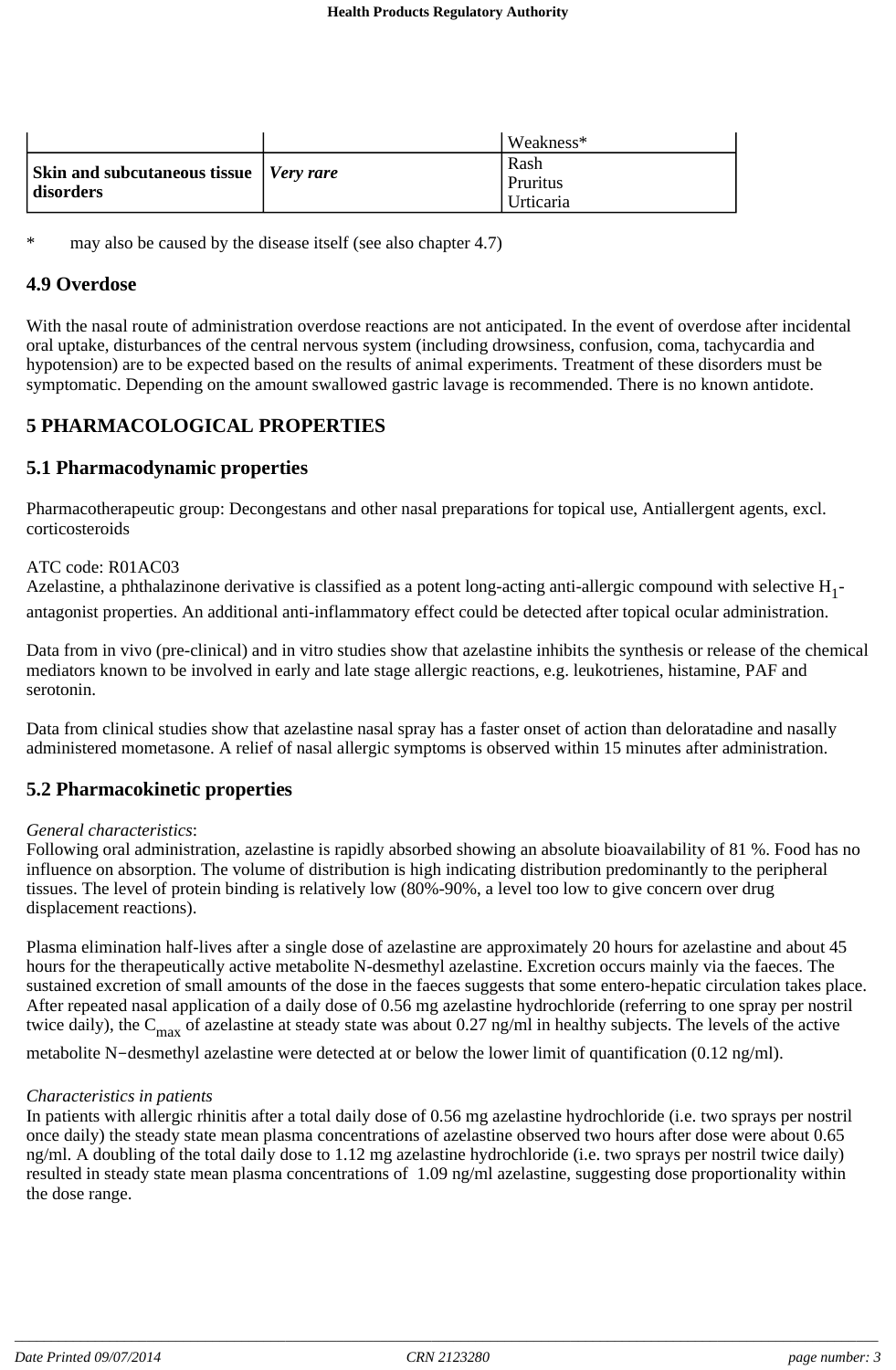| | | |
|---|---|---|
| | | Weakness* |
| **Skin and subcutaneous tissue disorders** | ***Very rare*** | Rash<br>Pruritus<br>Urticaria |

\* may also be caused by the disease itself (see also chapter 4.7)

## 4.9 Overdose

With the nasal route of administration overdose reactions are not anticipated. In the event of overdose after incidental oral uptake, disturbances of the central nervous system (including drowsiness, confusion, coma, tachycardia and hypotension) are to be expected based on the results of animal experiments. Treatment of these disorders must be symptomatic. Depending on the amount swallowed gastric lavage is recommended. There is no known antidote.

# 5 PHARMACOLOGICAL PROPERTIES

## 5.1 Pharmacodynamic properties

Pharmacotherapeutic group: Decongestans and other nasal preparations for topical use, Antiallergent agents, excl. corticosteroids

ATC code: R01AC03
Azelastine, a phthalazinone derivative is classified as a potent long-acting anti-allergic compound with selective $H_1$-antagonist properties. An additional anti-inflammatory effect could be detected after topical ocular administration.

Data from in vivo (pre-clinical) and in vitro studies show that azelastine inhibits the synthesis or release of the chemical mediators known to be involved in early and late stage allergic reactions, e.g. leukotrienes, histamine, PAF and serotonin.

Data from clinical studies show that azelastine nasal spray has a faster onset of action than deloratadine and nasally administered mometasone. A relief of nasal allergic symptoms is observed within 15 minutes after administration.

## 5.2 Pharmacokinetic properties

*General characteristics*:
Following oral administration, azelastine is rapidly absorbed showing an absolute bioavailability of 81 %. Food has no influence on absorption. The volume of distribution is high indicating distribution predominantly to the peripheral tissues. The level of protein binding is relatively low (80%-90%, a level too low to give concern over drug displacement reactions).

Plasma elimination half-lives after a single dose of azelastine are approximately 20 hours for azelastine and about 45 hours for the therapeutically active metabolite N-desmethyl azelastine. Excretion occurs mainly via the faeces. The sustained excretion of small amounts of the dose in the faeces suggests that some entero-hepatic circulation takes place. After repeated nasal application of a daily dose of 0.56 mg azelastine hydrochloride (referring to one spray per nostril twice daily), the $C_{max}$ of azelastine at steady state was about 0.27 ng/ml in healthy subjects. The levels of the active metabolite N−desmethyl azelastine were detected at or below the lower limit of quantification (0.12 ng/ml).

*Characteristics in patients*
In patients with allergic rhinitis after a total daily dose of 0.56 mg azelastine hydrochloride (i.e. two sprays per nostril once daily) the steady state mean plasma concentrations of azelastine observed two hours after dose were about 0.65 ng/ml. A doubling of the total daily dose to 1.12 mg azelastine hydrochloride (i.e. two sprays per nostril twice daily) resulted in steady state mean plasma concentrations of 1.09 ng/ml azelastine, suggesting dose proportionality within the dose range.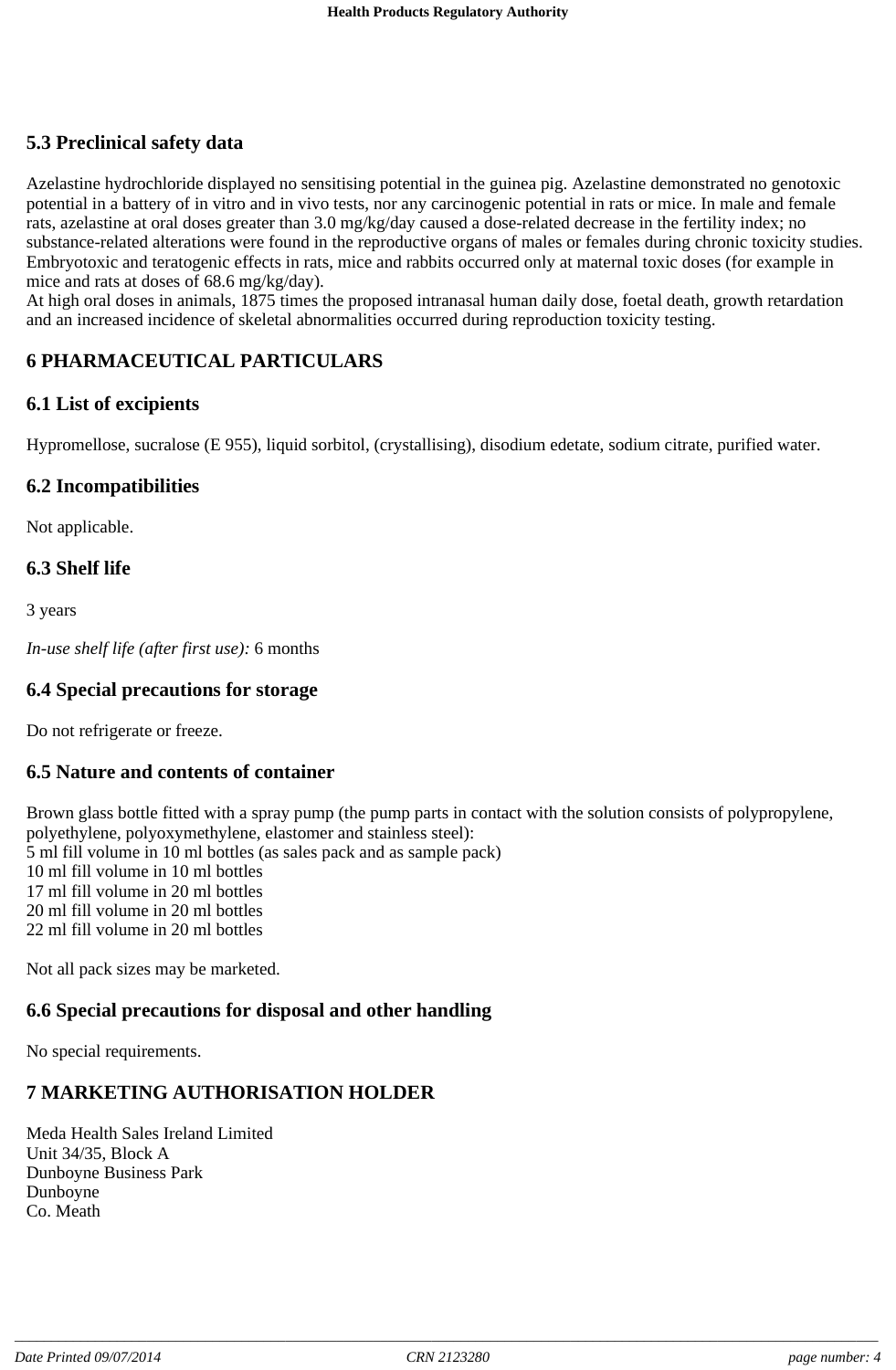## 5.3 Preclinical safety data

Azelastine hydrochloride displayed no sensitising potential in the guinea pig. Azelastine demonstrated no genotoxic potential in a battery of in vitro and in vivo tests, nor any carcinogenic potential in rats or mice. In male and female rats, azelastine at oral doses greater than 3.0 mg/kg/day caused a dose-related decrease in the fertility index; no substance-related alterations were found in the reproductive organs of males or females during chronic toxicity studies. Embryotoxic and teratogenic effects in rats, mice and rabbits occurred only at maternal toxic doses (for example in mice and rats at doses of 68.6 mg/kg/day).
At high oral doses in animals, 1875 times the proposed intranasal human daily dose, foetal death, growth retardation and an increased incidence of skeletal abnormalities occurred during reproduction toxicity testing.

# 6 PHARMACEUTICAL PARTICULARS

## 6.1 List of excipients

Hypromellose, sucralose (E 955), liquid sorbitol, (crystallising), disodium edetate, sodium citrate, purified water.

## 6.2 Incompatibilities

Not applicable.

## 6.3 Shelf life

3 years

*In-use shelf life (after first use):* 6 months

## 6.4 Special precautions for storage

Do not refrigerate or freeze.

## 6.5 Nature and contents of container

Brown glass bottle fitted with a spray pump (the pump parts in contact with the solution consists of polypropylene, polyethylene, polyoxymethylene, elastomer and stainless steel):
5 ml fill volume in 10 ml bottles (as sales pack and as sample pack)
10 ml fill volume in 10 ml bottles
17 ml fill volume in 20 ml bottles
20 ml fill volume in 20 ml bottles
22 ml fill volume in 20 ml bottles

Not all pack sizes may be marketed.

## 6.6 Special precautions for disposal and other handling

No special requirements.

# 7 MARKETING AUTHORISATION HOLDER

Meda Health Sales Ireland Limited
Unit 34/35, Block A
Dunboyne Business Park
Dunboyne
Co. Meath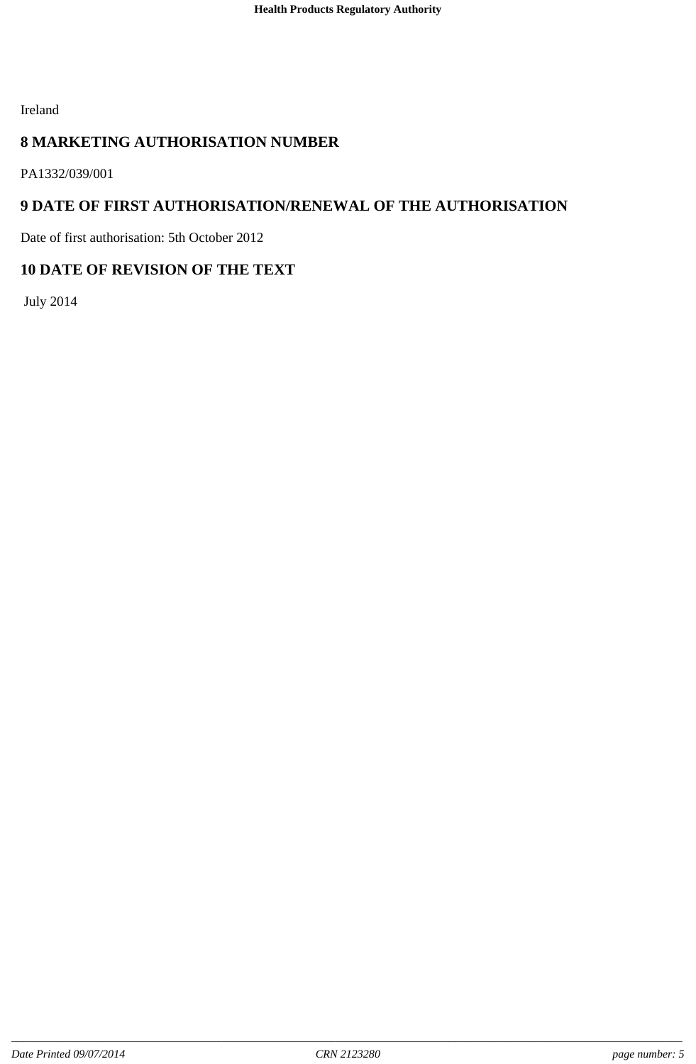Ireland

## 8 MARKETING AUTHORISATION NUMBER

PA1332/039/001

## 9 DATE OF FIRST AUTHORISATION/RENEWAL OF THE AUTHORISATION

Date of first authorisation: 5th October 2012

## 10 DATE OF REVISION OF THE TEXT

July 2014